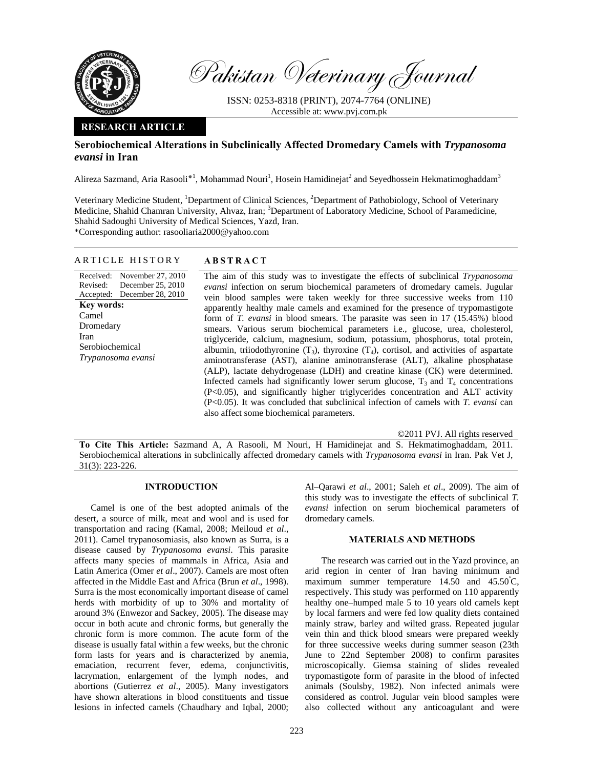Pakistan Veterinary Journal

ISSN: 0253-8318 (PRINT), 2074-7764 (ONLINE)
Accessible at: www.pvj.com.pk

**RESEARCH ARTICLE**

# Serobiochemical Alterations in Subclinically Affected Dromedary Camels with *Trypanosoma evansi* in Iran

Alireza Sazmand, Aria Rasooli*[1], Mohammad Nouri[1], Hosein Hamidinejat[2] and Seyedhossein Hekmatimoghaddam[3]

Veterinary Medicine Student, [1]Department of Clinical Sciences, [2]Department of Pathobiology, School of Veterinary Medicine, Shahid Chamran University, Ahvaz, Iran; [3]Department of Laboratory Medicine, School of Paramedicine, Shahid Sadoughi University of Medical Sciences, Yazd, Iran.

*Corresponding author: rasooliaria2000@yahoo.com

## ARTICLE HISTORY

Received: November 27, 2010
Revised: December 25, 2010
Accepted: December 28, 2010

**Key words:**
Camel
Dromedary
Iran
Serobiochemical
*Trypanosoma evansi*

## ABSTRACT

The aim of this study was to investigate the effects of subclinical *Trypanosoma evansi* infection on serum biochemical parameters of dromedary camels. Jugular vein blood samples were taken weekly for three successive weeks from 110 apparently healthy male camels and examined for the presence of trypomastigote form of *T. evansi* in blood smears. The parasite was seen in 17 (15.45%) blood smears. Various serum biochemical parameters i.e., glucose, urea, cholesterol, triglyceride, calcium, magnesium, sodium, potassium, phosphorus, total protein, albumin, triiodothyronine ($T_3$), thyroxine ($T_4$), cortisol, and activities of aspartate aminotransferase (AST), alanine aminotransferase (ALT), alkaline phosphatase (ALP), lactate dehydrogenase (LDH) and creatine kinase (CK) were determined. Infected camels had significantly lower serum glucose, $T_3$ and $T_4$ concentrations ($P<0.05$), and significantly higher triglycerides concentration and ALT activity ($P<0.05$). It was concluded that subclinical infection of camels with *T. evansi* can also affect some biochemical parameters.

©2011 PVJ. All rights reserved

**To Cite This Article:** Sazmand A, A Rasooli, M Nouri, H Hamidinejat and S. Hekmatimoghaddam, 2011. Serobiochemical alterations in subclinically affected dromedary camels with *Trypanosoma evansi* in Iran. Pak Vet J, 31(3): 223-226.

## INTRODUCTION

Camel is one of the best adopted animals of the desert, a source of milk, meat and wool and is used for transportation and racing (Kamal, 2008; Meiloud *et al*., 2011). Camel trypanosomiasis, also known as Surra, is a disease caused by *Trypanosoma evansi*. This parasite affects many species of mammals in Africa, Asia and Latin America (Omer *et al*., 2007). Camels are most often affected in the Middle East and Africa (Brun *et al*., 1998). Surra is the most economically important disease of camel herds with morbidity of up to 30% and mortality of around 3% (Enwezor and Sackey, 2005). The disease may occur in both acute and chronic forms, but generally the chronic form is more common. The acute form of the disease is usually fatal within a few weeks, but the chronic form lasts for years and is characterized by anemia, emaciation, recurrent fever, edema, conjunctivitis, lacrymation, enlargement of the lymph nodes, and abortions (Gutierrez *et al*., 2005). Many investigators have shown alterations in blood constituents and tissue lesions in infected camels (Chaudhary and Iqbal, 2000; Al–Qarawi *et al*., 2001; Saleh *et al*., 2009). The aim of this study was to investigate the effects of subclinical *T. evansi* infection on serum biochemical parameters of dromedary camels.

## MATERIALS AND METHODS

The research was carried out in the Yazd province, an arid region in center of Iran having minimum and maximum summer temperature 14.50 and 45.50°C, respectively. This study was performed on 110 apparently healthy one–humped male 5 to 10 years old camels kept by local farmers and were fed low quality diets contained mainly straw, barley and wilted grass. Repeated jugular vein thin and thick blood smears were prepared weekly for three successive weeks during summer season (23th June to 22nd September 2008) to confirm parasites microscopically. Giemsa staining of slides revealed trypomastigote form of parasite in the blood of infected animals (Soulsby, 1982). Non infected animals were considered as control. Jugular vein blood samples were also collected without any anticoagulant and were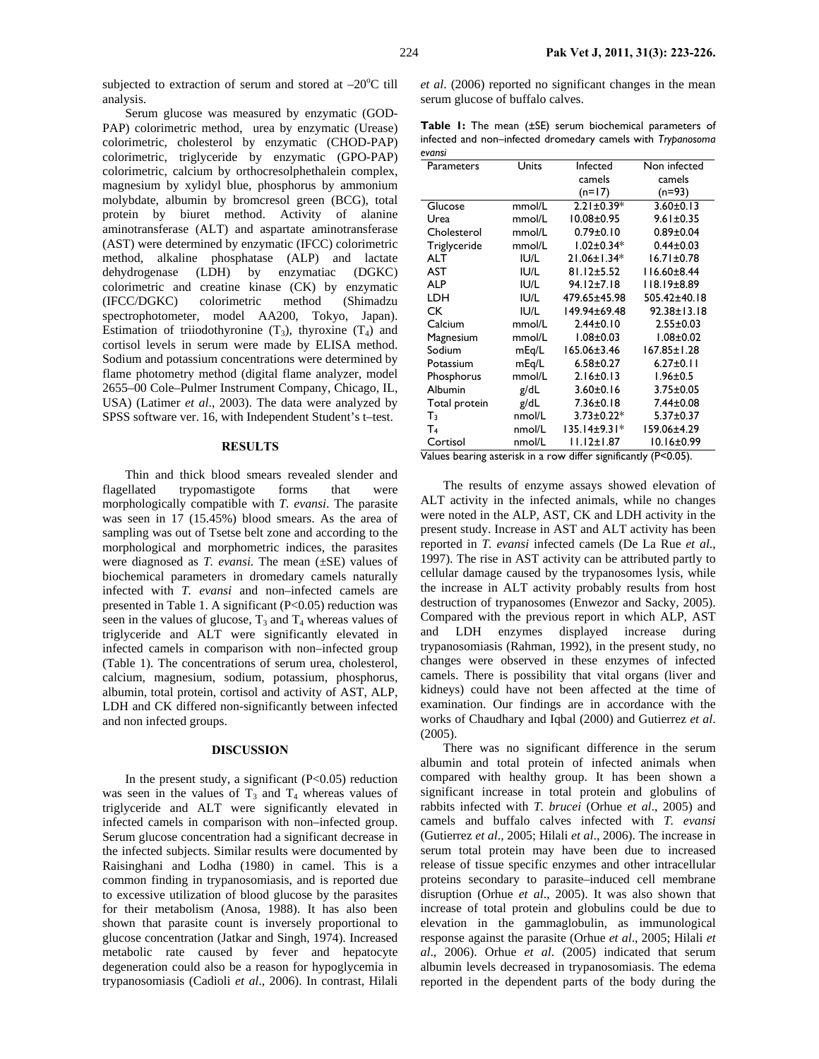subjected to extraction of serum and stored at $-20^{o}C$ till analysis.

Serum glucose was measured by enzymatic (GOD-PAP) colorimetric method, urea by enzymatic (Urease) colorimetric, cholesterol by enzymatic (CHOD-PAP) colorimetric, triglyceride by enzymatic (GPO-PAP) colorimetric, calcium by orthocresolphethalein complex, magnesium by xylidyl blue, phosphorus by ammonium molybdate, albumin by bromcresol green (BCG), total protein by biuret method. Activity of alanine aminotransferase (ALT) and aspartate aminotransferase (AST) were determined by enzymatic (IFCC) colorimetric method, alkaline phosphatase (ALP) and lactate dehydrogenase (LDH) by enzymatiac (DGKC) colorimetric and creatine kinase (CK) by enzymatic (IFCC/DGKC) colorimetric method (Shimadzu spectrophotometer, model AA200, Tokyo, Japan). Estimation of triiodothyronine ($T_3$), thyroxine ($T_4$) and cortisol levels in serum were made by ELISA method. Sodium and potassium concentrations were determined by flame photometry method (digital flame analyzer, model 2655–00 Cole–Pulmer Instrument Company, Chicago, IL, USA) (Latimer *et al*., 2003). The data were analyzed by SPSS software ver. 16, with Independent Student's t–test.

## RESULTS

Thin and thick blood smears revealed slender and flagellated trypomastigote forms that were morphologically compatible with *T. evansi*. The parasite was seen in 17 (15.45%) blood smears. As the area of sampling was out of Tsetse belt zone and according to the morphological and morphometric indices, the parasites were diagnosed as *T. evansi*. The mean (±SE) values of biochemical parameters in dromedary camels naturally infected with *T. evansi* and non–infected camels are presented in Table 1. A significant ($P<0.05$) reduction was seen in the values of glucose, $T_3$ and $T_4$ whereas values of triglyceride and ALT were significantly elevated in infected camels in comparison with non–infected group (Table 1). The concentrations of serum urea, cholesterol, calcium, magnesium, sodium, potassium, phosphorus, albumin, total protein, cortisol and activity of AST, ALP, LDH and CK differed non-significantly between infected and non infected groups.

## DISCUSSION

In the present study, a significant ($P<0.05$) reduction was seen in the values of $T_3$ and $T_4$ whereas values of triglyceride and ALT were significantly elevated in infected camels in comparison with non–infected group. Serum glucose concentration had a significant decrease in the infected subjects. Similar results were documented by Raisinghani and Lodha (1980) in camel. This is a common finding in trypanosomiasis, and is reported due to excessive utilization of blood glucose by the parasites for their metabolism (Anosa, 1988). It has also been shown that parasite count is inversely proportional to glucose concentration (Jatkar and Singh, 1974). Increased metabolic rate caused by fever and hepatocyte degeneration could also be a reason for hypoglycemia in trypanosomiasis (Cadioli *et al*., 2006). In contrast, Hilali *et al*. (2006) reported no significant changes in the mean serum glucose of buffalo calves.

**Table 1:** The mean (±SE) serum biochemical parameters of infected and non–infected dromedary camels with *Trypanosoma evansi*

| Parameters | Units | Infected camels (n=17) | Non infected camels (n=93) |
|---|---|---|---|
| Glucose | mmol/L | 2.21±0.39* | 3.60±0.13 |
| Urea | mmol/L | 10.08±0.95 | 9.61±0.35 |
| Cholesterol | mmol/L | 0.79±0.10 | 0.89±0.04 |
| Triglyceride | mmol/L | 1.02±0.34* | 0.44±0.03 |
| ALT | IU/L | 21.06±1.34* | 16.71±0.78 |
| AST | IU/L | 81.12±5.52 | 116.60±8.44 |
| ALP | IU/L | 94.12±7.18 | 118.19±8.89 |
| LDH | IU/L | 479.65±45.98 | 505.42±40.18 |
| CK | IU/L | 149.94±69.48 | 92.38±13.18 |
| Calcium | mmol/L | 2.44±0.10 | 2.55±0.03 |
| Magnesium | mmol/L | 1.08±0.03 | 1.08±0.02 |
| Sodium | mEq/L | 165.06±3.46 | 167.85±1.28 |
| Potassium | mEq/L | 6.58±0.27 | 6.27±0.11 |
| Phosphorus | mmol/L | 2.16±0.13 | 1.96±0.5 |
| Albumin | g/dL | 3.60±0.16 | 3.75±0.05 |
| Total protein | g/dL | 7.36±0.18 | 7.44±0.08 |
| $T_3$ | nmol/L | 3.73±0.22* | 5.37±0.37 |
| $T_4$ | nmol/L | 135.14±9.31* | 159.06±4.29 |
| Cortisol | nmol/L | 11.12±1.87 | 10.16±0.99 |

Values bearing asterisk in a row differ significantly ($P<0.05$).

The results of enzyme assays showed elevation of ALT activity in the infected animals, while no changes were noted in the ALP, AST, CK and LDH activity in the present study. Increase in AST and ALT activity has been reported in *T. evansi* infected camels (De La Rue *et al*., 1997). The rise in AST activity can be attributed partly to cellular damage caused by the trypanosomes lysis, while the increase in ALT activity probably results from host destruction of trypanosomes (Enwezor and Sacky, 2005). Compared with the previous report in which ALP, AST and LDH enzymes displayed increase during trypanosomiasis (Rahman, 1992), in the present study, no changes were observed in these enzymes of infected camels. There is possibility that vital organs (liver and kidneys) could have not been affected at the time of examination. Our findings are in accordance with the works of Chaudhary and Iqbal (2000) and Gutierrez *et al*. (2005).

There was no significant difference in the serum albumin and total protein of infected animals when compared with healthy group. It has been shown a significant increase in total protein and globulins of rabbits infected with *T. brucei* (Orhue *et al*., 2005) and camels and buffalo calves infected with *T. evansi* (Gutierrez *et al*., 2005; Hilali *et al*., 2006). The increase in serum total protein may have been due to increased release of tissue specific enzymes and other intracellular proteins secondary to parasite–induced cell membrane disruption (Orhue *et al*., 2005). It was also shown that increase of total protein and globulins could be due to elevation in the gammaglobulin, as immunological response against the parasite (Orhue *et al*., 2005; Hilali *et al*., 2006). Orhue *et al*. (2005) indicated that serum albumin levels decreased in trypanosomiasis. The edema reported in the dependent parts of the body during the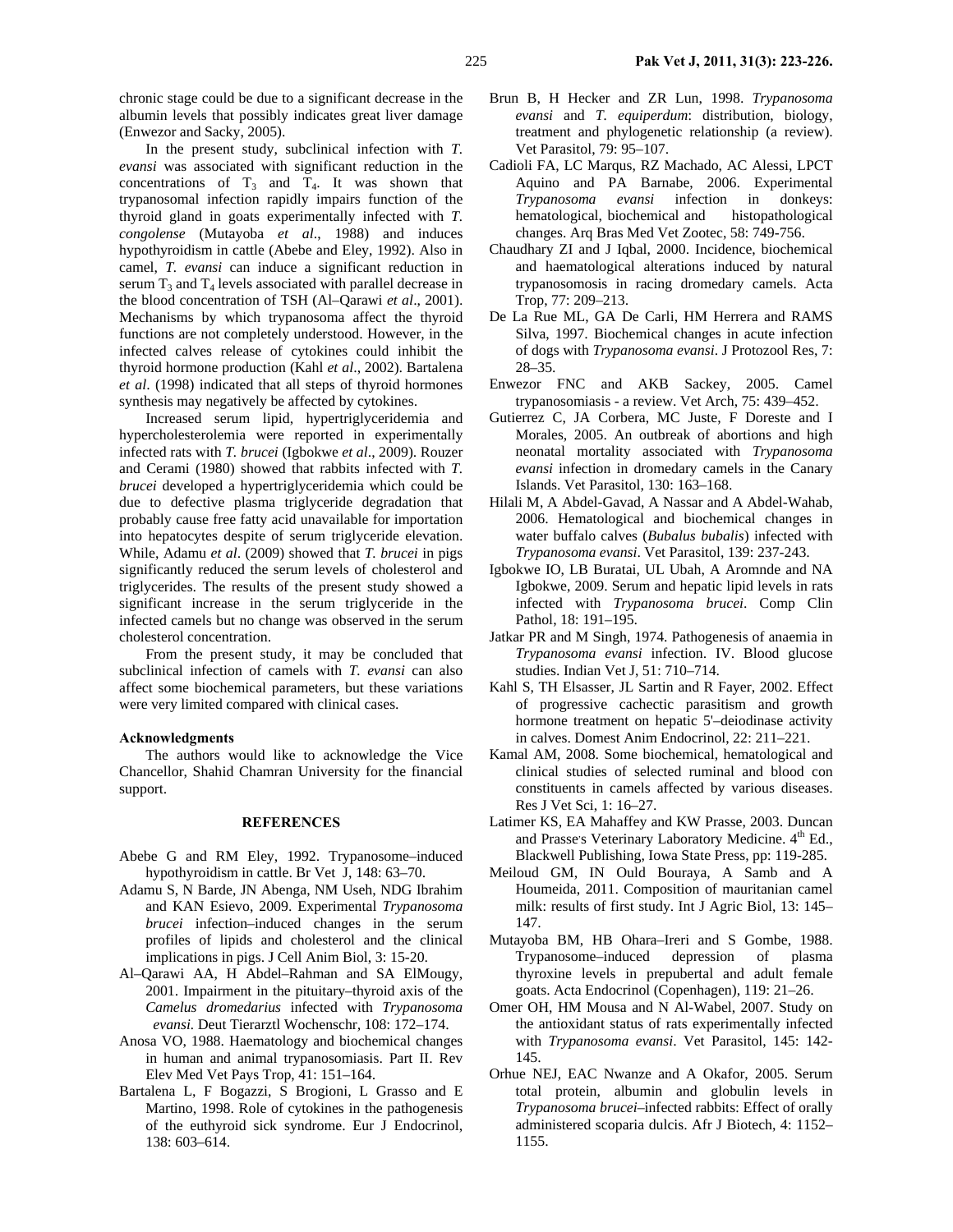chronic stage could be due to a significant decrease in the albumin levels that possibly indicates great liver damage (Enwezor and Sacky, 2005).

In the present study, subclinical infection with *T. evansi* was associated with significant reduction in the concentrations of $T_3$ and $T_4$. It was shown that trypanosomal infection rapidly impairs function of the thyroid gland in goats experimentally infected with *T. congolense* (Mutayoba *et al*., 1988) and induces hypothyroidism in cattle (Abebe and Eley, 1992). Also in camel, *T. evansi* can induce a significant reduction in serum $T_3$ and $T_4$ levels associated with parallel decrease in the blood concentration of TSH (Al–Qarawi *et al*., 2001). Mechanisms by which trypanosoma affect the thyroid functions are not completely understood. However, in the infected calves release of cytokines could inhibit the thyroid hormone production (Kahl *et al*., 2002). Bartalena *et al*. (1998) indicated that all steps of thyroid hormones synthesis may negatively be affected by cytokines.

Increased serum lipid, hypertriglyceridemia and hypercholesterolemia were reported in experimentally infected rats with *T. brucei* (Igbokwe *et al*., 2009). Rouzer and Cerami (1980) showed that rabbits infected with *T. brucei* developed a hypertriglyceridemia which could be due to defective plasma triglyceride degradation that probably cause free fatty acid unavailable for importation into hepatocytes despite of serum triglyceride elevation. While, Adamu *et al*. (2009) showed that *T. brucei* in pigs significantly reduced the serum levels of cholesterol and triglycerides. The results of the present study showed a significant increase in the serum triglyceride in the infected camels but no change was observed in the serum cholesterol concentration.

From the present study, it may be concluded that subclinical infection of camels with *T. evansi* can also affect some biochemical parameters, but these variations were very limited compared with clinical cases.

**Acknowledgments**

The authors would like to acknowledge the Vice Chancellor, Shahid Chamran University for the financial support.

## REFERENCES

Abebe G and RM Eley, 1992. Trypanosome–induced hypothyroidism in cattle. Br Vet J, 148: 63–70.

Adamu S, N Barde, JN Abenga, NM Useh, NDG Ibrahim and KAN Esievo, 2009. Experimental *Trypanosoma brucei* infection–induced changes in the serum profiles of lipids and cholesterol and the clinical implications in pigs. J Cell Anim Biol, 3: 15-20.

Al–Qarawi AA, H Abdel–Rahman and SA ElMougy, 2001. Impairment in the pituitary–thyroid axis of the *Camelus dromedarius* infected with *Trypanosoma evansi*. Deut Tierarztl Wochenschr, 108: 172–174.

Anosa VO, 1988. Haematology and biochemical changes in human and animal trypanosomiasis. Part II. Rev Elev Med Vet Pays Trop, 41: 151–164.

Bartalena L, F Bogazzi, S Brogioni, L Grasso and E Martino, 1998. Role of cytokines in the pathogenesis of the euthyroid sick syndrome. Eur J Endocrinol, 138: 603–614.

Brun B, H Hecker and ZR Lun, 1998. *Trypanosoma evansi* and *T. equiperdum*: distribution, biology, treatment and phylogenetic relationship (a review). Vet Parasitol, 79: 95–107.

Cadioli FA, LC Marqus, RZ Machado, AC Alessi, LPCT Aquino and PA Barnabe, 2006. Experimental *Trypanosoma evansi* infection in donkeys: hematological, biochemical and histopathological changes. Arq Bras Med Vet Zootec, 58: 749-756.

Chaudhary ZI and J Iqbal, 2000. Incidence, biochemical and haematological alterations induced by natural trypanosomosis in racing dromedary camels. Acta Trop, 77: 209–213.

De La Rue ML, GA De Carli, HM Herrera and RAMS Silva, 1997. Biochemical changes in acute infection of dogs with *Trypanosoma evansi*. J Protozool Res, 7: 28–35.

Enwezor FNC and AKB Sackey, 2005. Camel trypanosomiasis - a review. Vet Arch, 75: 439–452.

Gutierrez C, JA Corbera, MC Juste, F Doreste and I Morales, 2005. An outbreak of abortions and high neonatal mortality associated with *Trypanosoma evansi* infection in dromedary camels in the Canary Islands. Vet Parasitol, 130: 163–168.

Hilali M, A Abdel-Gavad, A Nassar and A Abdel-Wahab, 2006. Hematological and biochemical changes in water buffalo calves (*Bubalus bubalis*) infected with *Trypanosoma evansi*. Vet Parasitol, 139: 237-243.

Igbokwe IO, LB Buratai, UL Ubah, A Aromnde and NA Igbokwe, 2009. Serum and hepatic lipid levels in rats infected with *Trypanosoma brucei*. Comp Clin Pathol, 18: 191–195.

Jatkar PR and M Singh, 1974. Pathogenesis of anaemia in *Trypanosoma evansi* infection. IV. Blood glucose studies. Indian Vet J, 51: 710–714.

Kahl S, TH Elsasser, JL Sartin and R Fayer, 2002. Effect of progressive cachectic parasitism and growth hormone treatment on hepatic 5'–deiodinase activity in calves. Domest Anim Endocrinol, 22: 211–221.

Kamal AM, 2008. Some biochemical, hematological and clinical studies of selected ruminal and blood con constituents in camels affected by various diseases. Res J Vet Sci, 1: 16–27.

Latimer KS, EA Mahaffey and KW Prasse, 2003. Duncan and Prasse's Veterinary Laboratory Medicine. 4th Ed., Blackwell Publishing, Iowa State Press, pp: 119-285.

Meiloud GM, IN Ould Bouraya, A Samb and A Houmeida, 2011. Composition of mauritanian camel milk: results of first study. Int J Agric Biol, 13: 145–147.

Mutayoba BM, HB Ohara–Ireri and S Gombe, 1988. Trypanosome–induced depression of plasma thyroxine levels in prepubertal and adult female goats. Acta Endocrinol (Copenhagen), 119: 21–26.

Omer OH, HM Mousa and N Al-Wabel, 2007. Study on the antioxidant status of rats experimentally infected with *Trypanosoma evansi*. Vet Parasitol, 145: 142-145.

Orhue NEJ, EAC Nwanze and A Okafor, 2005. Serum total protein, albumin and globulin levels in *Trypanosoma brucei*–infected rabbits: Effect of orally administered scoparia dulcis. Afr J Biotech, 4: 1152–1155.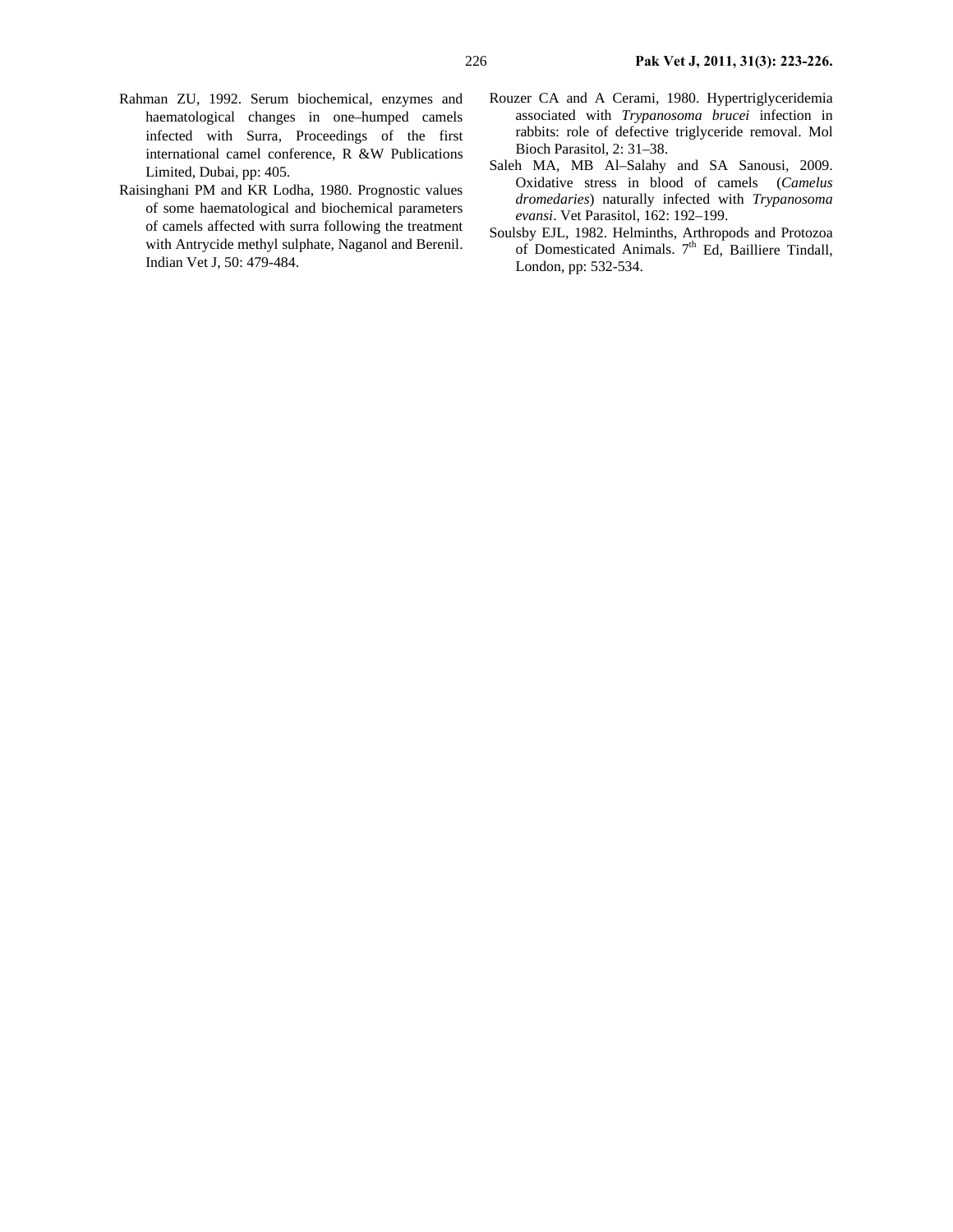Rahman ZU, 1992. Serum biochemical, enzymes and haematological changes in one–humped camels infected with Surra, Proceedings of the first international camel conference, R &W Publications Limited, Dubai, pp: 405.

Raisinghani PM and KR Lodha, 1980. Prognostic values of some haematological and biochemical parameters of camels affected with surra following the treatment with Antrycide methyl sulphate, Naganol and Berenil. Indian Vet J, 50: 479-484.

Rouzer CA and A Cerami, 1980. Hypertriglyceridemia associated with *Trypanosoma brucei* infection in rabbits: role of defective triglyceride removal. Mol Bioch Parasitol, 2: 31–38.

Saleh MA, MB Al–Salahy and SA Sanousi, 2009. Oxidative stress in blood of camels (*Camelus dromedaries*) naturally infected with *Trypanosoma evansi*. Vet Parasitol, 162: 192–199.

Soulsby EJL, 1982. Helminths, Arthropods and Protozoa of Domesticated Animals. 7th Ed, Bailliere Tindall, London, pp: 532-534.